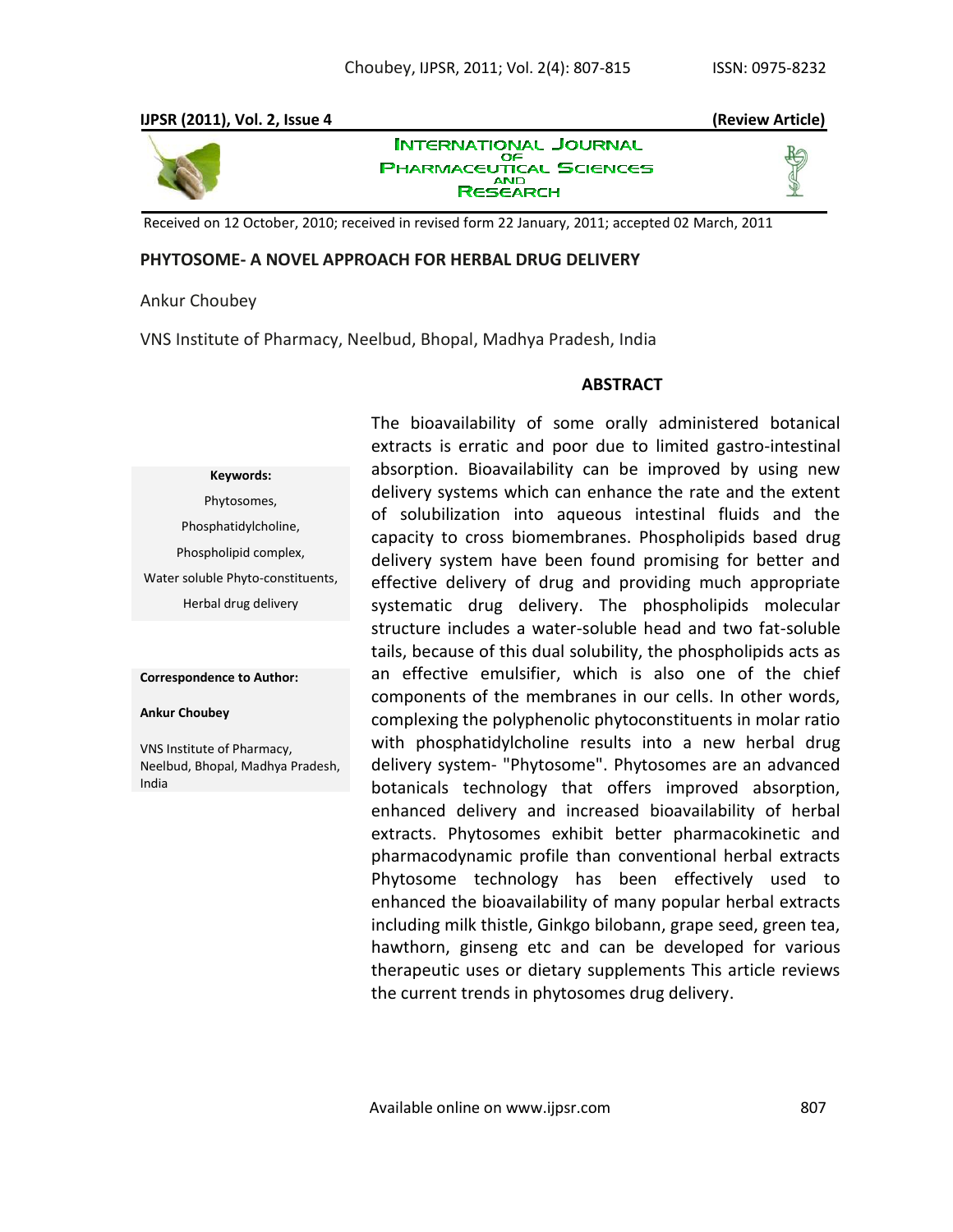**IJPSR (2011), Vol. 2, Issue 4** **(Review Article)**

INTERNATIONAL JOURNAL OF PHARMACEUTICAL SCIENCES AND RESEARCH

Received on 12 October, 2010; received in revised form 22 January, 2011; accepted 02 March, 2011

# PHYTOSOME- A NOVEL APPROACH FOR HERBAL DRUG DELIVERY

Ankur Choubey

VNS Institute of Pharmacy, Neelbud, Bhopal, Madhya Pradesh, India

**Keywords:**

Phytosomes,

Phosphatidylcholine,

Phospholipid complex,

Water soluble Phyto-constituents,

Herbal drug delivery

**Correspondence to Author:**

**Ankur Choubey**

VNS Institute of Pharmacy, Neelbud, Bhopal, Madhya Pradesh, India

## ABSTRACT

The bioavailability of some orally administered botanical extracts is erratic and poor due to limited gastro-intestinal absorption. Bioavailability can be improved by using new delivery systems which can enhance the rate and the extent of solubilization into aqueous intestinal fluids and the capacity to cross biomembranes. Phospholipids based drug delivery system have been found promising for better and effective delivery of drug and providing much appropriate systematic drug delivery. The phospholipids molecular structure includes a water-soluble head and two fat-soluble tails, because of this dual solubility, the phospholipids acts as an effective emulsifier, which is also one of the chief components of the membranes in our cells. In other words, complexing the polyphenolic phytoconstituents in molar ratio with phosphatidylcholine results into a new herbal drug delivery system- "Phytosome". Phytosomes are an advanced botanicals technology that offers improved absorption, enhanced delivery and increased bioavailability of herbal extracts. Phytosomes exhibit better pharmacokinetic and pharmacodynamic profile than conventional herbal extracts Phytosome technology has been effectively used to enhanced the bioavailability of many popular herbal extracts including milk thistle, Ginkgo bilobann, grape seed, green tea, hawthorn, ginseng etc and can be developed for various therapeutic uses or dietary supplements This article reviews the current trends in phytosomes drug delivery.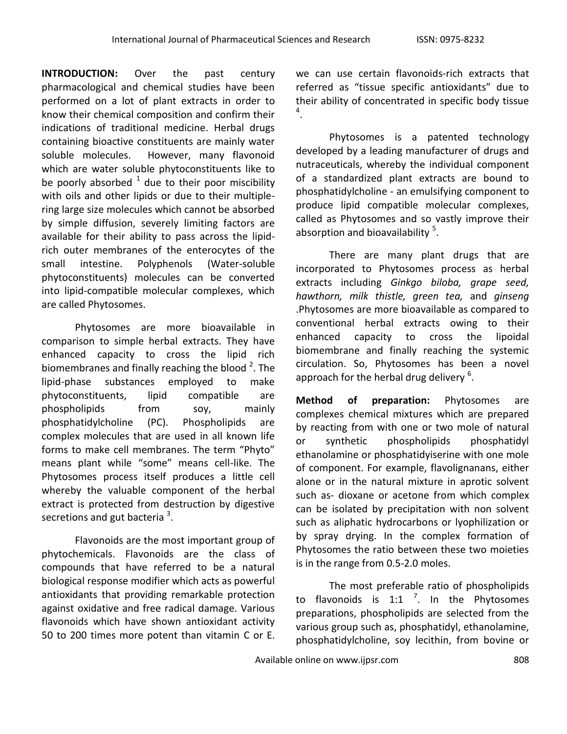**INTRODUCTION:** Over the past century pharmacological and chemical studies have been performed on a lot of plant extracts in order to know their chemical composition and confirm their indications of traditional medicine. Herbal drugs containing bioactive constituents are mainly water soluble molecules. However, many flavonoid which are water soluble phytoconstituents like to be poorly absorbed [1] due to their poor miscibility with oils and other lipids or due to their multiple-ring large size molecules which cannot be absorbed by simple diffusion, severely limiting factors are available for their ability to pass across the lipid-rich outer membranes of the enterocytes of the small intestine. Polyphenols (Water-soluble phytoconstituents) molecules can be converted into lipid-compatible molecular complexes, which are called Phytosomes.

Phytosomes are more bioavailable in comparison to simple herbal extracts. They have enhanced capacity to cross the lipid rich biomembranes and finally reaching the blood [2]. The lipid-phase substances employed to make phytoconstituents, lipid compatible are phospholipids from soy, mainly phosphatidylcholine (PC). Phospholipids are complex molecules that are used in all known life forms to make cell membranes. The term "Phyto" means plant while "some" means cell-like. The Phytosomes process itself produces a little cell whereby the valuable component of the herbal extract is protected from destruction by digestive secretions and gut bacteria [3].

Flavonoids are the most important group of phytochemicals. Flavonoids are the class of compounds that have referred to be a natural biological response modifier which acts as powerful antioxidants that providing remarkable protection against oxidative and free radical damage. Various flavonoids which have shown antioxidant activity 50 to 200 times more potent than vitamin C or E. we can use certain flavonoids-rich extracts that referred as "tissue specific antioxidants" due to their ability of concentrated in specific body tissue [4].

Phytosomes is a patented technology developed by a leading manufacturer of drugs and nutraceuticals, whereby the individual component of a standardized plant extracts are bound to phosphatidylcholine - an emulsifying component to produce lipid compatible molecular complexes, called as Phytosomes and so vastly improve their absorption and bioavailability [5].

There are many plant drugs that are incorporated to Phytosomes process as herbal extracts including *Ginkgo biloba, grape seed, hawthorn, milk thistle, green tea,* and *ginseng* .Phytosomes are more bioavailable as compared to conventional herbal extracts owing to their enhanced capacity to cross the lipoidal biomembrane and finally reaching the systemic circulation. So, Phytosomes has been a novel approach for the herbal drug delivery [6].

**Method of preparation:** Phytosomes are complexes chemical mixtures which are prepared by reacting from with one or two mole of natural or synthetic phospholipids phosphatidyl ethanolamine or phosphatidyiserine with one mole of component. For example, flavolignanans, either alone or in the natural mixture in aprotic solvent such as- dioxane or acetone from which complex can be isolated by precipitation with non solvent such as aliphatic hydrocarbons or lyophilization or by spray drying. In the complex formation of Phytosomes the ratio between these two moieties is in the range from 0.5-2.0 moles.

The most preferable ratio of phospholipids to flavonoids is 1:1 [7]. In the Phytosomes preparations, phospholipids are selected from the various group such as, phosphatidyl, ethanolamine, phosphatidylcholine, soy lecithin, from bovine or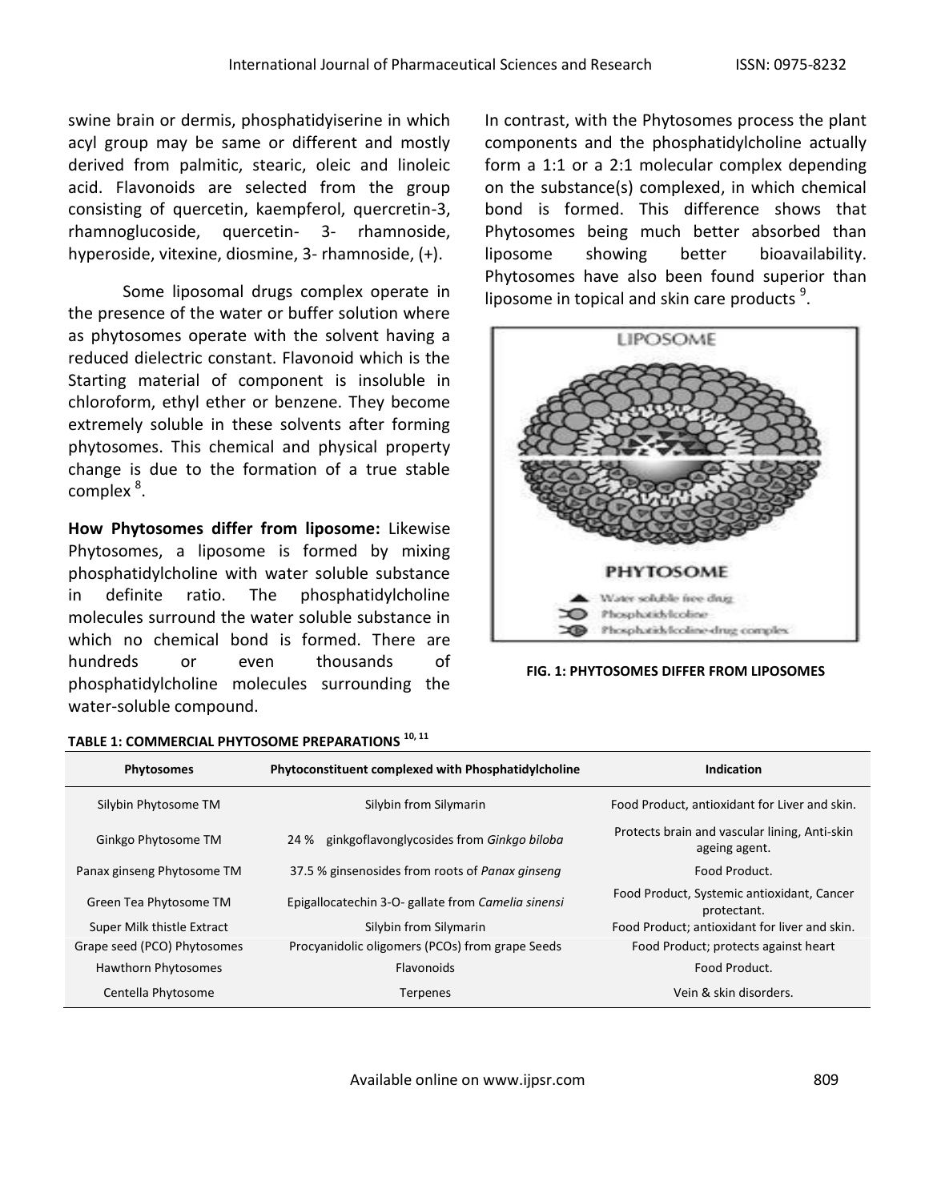swine brain or dermis, phosphatidyiserine in which acyl group may be same or different and mostly derived from palmitic, stearic, oleic and linoleic acid. Flavonoids are selected from the group consisting of quercetin, kaempferol, quercretin-3, rhamnoglucoside, quercetin- 3- rhamnoside, hyperoside, vitexine, diosmine, 3- rhamnoside, (+).

Some liposomal drugs complex operate in the presence of the water or buffer solution where as phytosomes operate with the solvent having a reduced dielectric constant. Flavonoid which is the Starting material of component is insoluble in chloroform, ethyl ether or benzene. They become extremely soluble in these solvents after forming phytosomes. This chemical and physical property change is due to the formation of a true stable complex [8].

**How Phytosomes differ from liposome:** Likewise Phytosomes, a liposome is formed by mixing phosphatidylcholine with water soluble substance in definite ratio. The phosphatidylcholine molecules surround the water soluble substance in which no chemical bond is formed. There are hundreds or even thousands of phosphatidylcholine molecules surrounding the water-soluble compound.

In contrast, with the Phytosomes process the plant components and the phosphatidylcholine actually form a 1:1 or a 2:1 molecular complex depending on the substance(s) complexed, in which chemical bond is formed. This difference shows that Phytosomes being much better absorbed than liposome showing better bioavailability. Phytosomes have also been found superior than liposome in topical and skin care products [9].

FIG. 1: PHYTOSOMES DIFFER FROM LIPOSOMES

**TABLE 1: COMMERCIAL PHYTOSOME PREPARATIONS [10, 11]**

| Phytosomes | Phytoconstituent complexed with Phosphatidylcholine | Indication |
|---|---|---|
| Silybin Phytosome TM | Silybin from Silymarin | Food Product, antioxidant for Liver and skin. |
| Ginkgo Phytosome TM | 24 % ginkgoflavonglycosides from *Ginkgo biloba* | Protects brain and vascular lining, Anti-skin ageing agent. |
| Panax ginseng Phytosome TM | 37.5 % ginsenosides from roots of *Panax ginseng* | Food Product. |
| Green Tea Phytosome TM | Epigallocatechin 3-O- gallate from *Camelia sinensi* | Food Product, Systemic antioxidant, Cancer protectant. |
| Super Milk thistle Extract | Silybin from Silymarin | Food Product; antioxidant for liver and skin. |
| Grape seed (PCO) Phytosomes | Procyanidolic oligomers (PCOs) from grape Seeds | Food Product; protects against heart |
| Hawthorn Phytosomes | Flavonoids | Food Product. |
| Centella Phytosome | Terpenes | Vein & skin disorders. |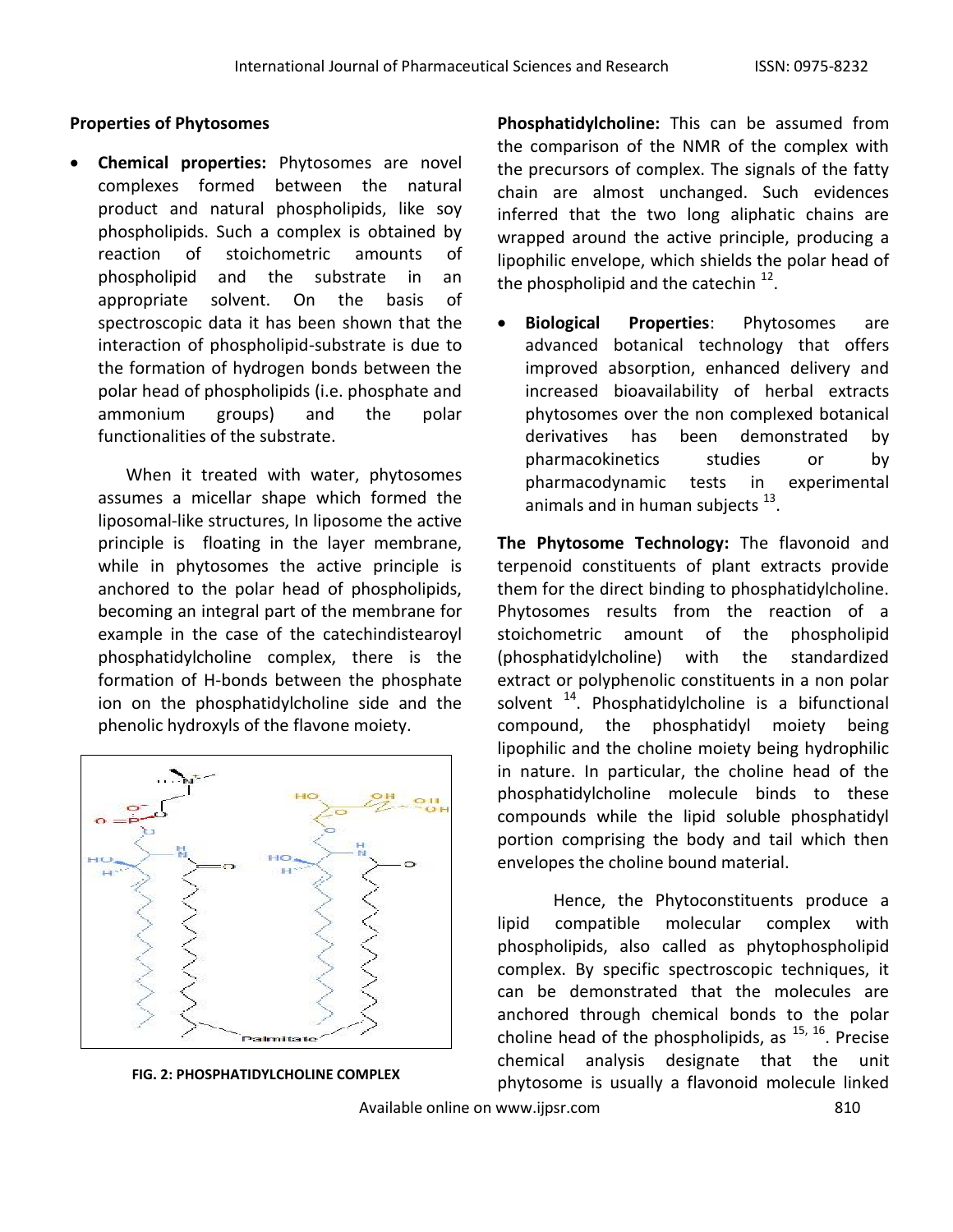**Properties of Phytosomes**

- **Chemical properties:** Phytosomes are novel complexes formed between the natural product and natural phospholipids, like soy phospholipids. Such a complex is obtained by reaction of stoichometric amounts of phospholipid and the substrate in an appropriate solvent. On the basis of spectroscopic data it has been shown that the interaction of phospholipid-substrate is due to the formation of hydrogen bonds between the polar head of phospholipids (i.e. phosphate and ammonium groups) and the polar functionalities of the substrate.

  When it treated with water, phytosomes assumes a micellar shape which formed the liposomal-like structures, In liposome the active principle is floating in the layer membrane, while in phytosomes the active principle is anchored to the polar head of phospholipids, becoming an integral part of the membrane for example in the case of the catechindistearoyl phosphatidylcholine complex, there is the formation of H-bonds between the phosphate ion on the phosphatidylcholine side and the phenolic hydroxyls of the flavone moiety.

FIG. 2: PHOSPHATIDYLCHOLINE COMPLEX

**Phosphatidylcholine:** This can be assumed from the comparison of the NMR of the complex with the precursors of complex. The signals of the fatty chain are almost unchanged. Such evidences inferred that the two long aliphatic chains are wrapped around the active principle, producing a lipophilic envelope, which shields the polar head of the phospholipid and the catechin [12].

- **Biological Properties**: Phytosomes are advanced botanical technology that offers improved absorption, enhanced delivery and increased bioavailability of herbal extracts phytosomes over the non complexed botanical derivatives has been demonstrated by pharmacokinetics studies or by pharmacodynamic tests in experimental animals and in human subjects [13].

**The Phytosome Technology:** The flavonoid and terpenoid constituents of plant extracts provide them for the direct binding to phosphatidylcholine. Phytosomes results from the reaction of a stoichometric amount of the phospholipid (phosphatidylcholine) with the standardized extract or polyphenolic constituents in a non polar solvent [14]. Phosphatidylcholine is a bifunctional compound, the phosphatidyl moiety being lipophilic and the choline moiety being hydrophilic in nature. In particular, the choline head of the phosphatidylcholine molecule binds to these compounds while the lipid soluble phosphatidyl portion comprising the body and tail which then envelopes the choline bound material.

Hence, the Phytoconstituents produce a lipid compatible molecular complex with phospholipids, also called as phytophospholipid complex. By specific spectroscopic techniques, it can be demonstrated that the molecules are anchored through chemical bonds to the polar choline head of the phospholipids, as [15, 16]. Precise chemical analysis designate that the unit phytosome is usually a flavonoid molecule linked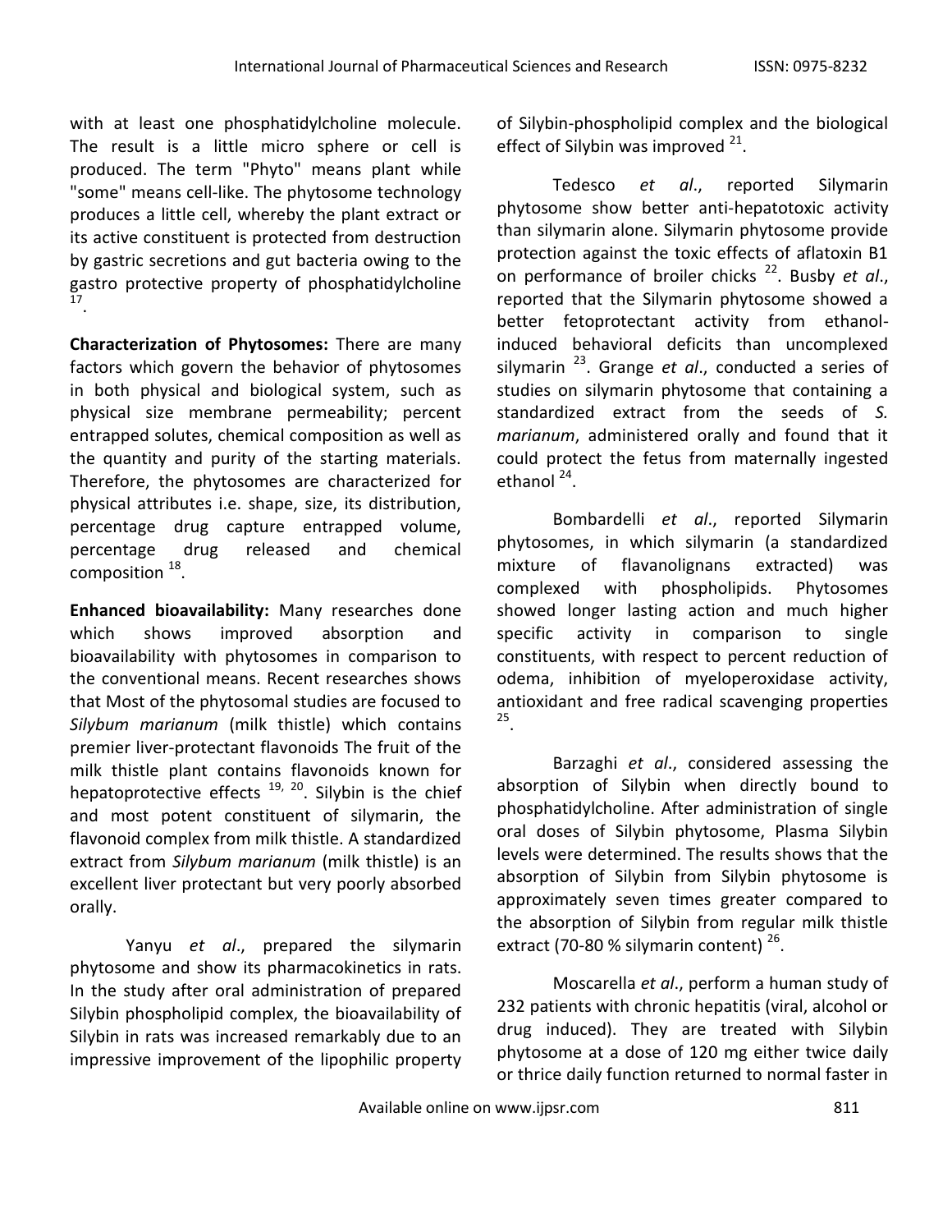with at least one phosphatidylcholine molecule. The result is a little micro sphere or cell is produced. The term "Phyto" means plant while "some" means cell-like. The phytosome technology produces a little cell, whereby the plant extract or its active constituent is protected from destruction by gastric secretions and gut bacteria owing to the gastro protective property of phosphatidylcholine [17].

**Characterization of Phytosomes:** There are many factors which govern the behavior of phytosomes in both physical and biological system, such as physical size membrane permeability; percent entrapped solutes, chemical composition as well as the quantity and purity of the starting materials. Therefore, the phytosomes are characterized for physical attributes i.e. shape, size, its distribution, percentage drug capture entrapped volume, percentage drug released and chemical composition [18].

**Enhanced bioavailability:** Many researches done which shows improved absorption and bioavailability with phytosomes in comparison to the conventional means. Recent researches shows that Most of the phytosomal studies are focused to *Silybum marianum* (milk thistle) which contains premier liver-protectant flavonoids The fruit of the milk thistle plant contains flavonoids known for hepatoprotective effects [19, 20]. Silybin is the chief and most potent constituent of silymarin, the flavonoid complex from milk thistle. A standardized extract from *Silybum marianum* (milk thistle) is an excellent liver protectant but very poorly absorbed orally.

Yanyu *et al*., prepared the silymarin phytosome and show its pharmacokinetics in rats. In the study after oral administration of prepared Silybin phospholipid complex, the bioavailability of Silybin in rats was increased remarkably due to an impressive improvement of the lipophilic property of Silybin-phospholipid complex and the biological effect of Silybin was improved [21].

Tedesco *et al*., reported Silymarin phytosome show better anti-hepatotoxic activity than silymarin alone. Silymarin phytosome provide protection against the toxic effects of aflatoxin B1 on performance of broiler chicks [22]. Busby *et al*., reported that the Silymarin phytosome showed a better fetoprotectant activity from ethanol-induced behavioral deficits than uncomplexed silymarin [23]. Grange *et al*., conducted a series of studies on silymarin phytosome that containing a standardized extract from the seeds of *S. marianum*, administered orally and found that it could protect the fetus from maternally ingested ethanol [24].

Bombardelli *et al*., reported Silymarin phytosomes, in which silymarin (a standardized mixture of flavanolignans extracted) was complexed with phospholipids. Phytosomes showed longer lasting action and much higher specific activity in comparison to single constituents, with respect to percent reduction of odema, inhibition of myeloperoxidase activity, antioxidant and free radical scavenging properties [25].

Barzaghi *et al*., considered assessing the absorption of Silybin when directly bound to phosphatidylcholine. After administration of single oral doses of Silybin phytosome, Plasma Silybin levels were determined. The results shows that the absorption of Silybin from Silybin phytosome is approximately seven times greater compared to the absorption of Silybin from regular milk thistle extract (70-80 % silymarin content) [26].

Moscarella *et al*., perform a human study of 232 patients with chronic hepatitis (viral, alcohol or drug induced). They are treated with Silybin phytosome at a dose of 120 mg either twice daily or thrice daily function returned to normal faster in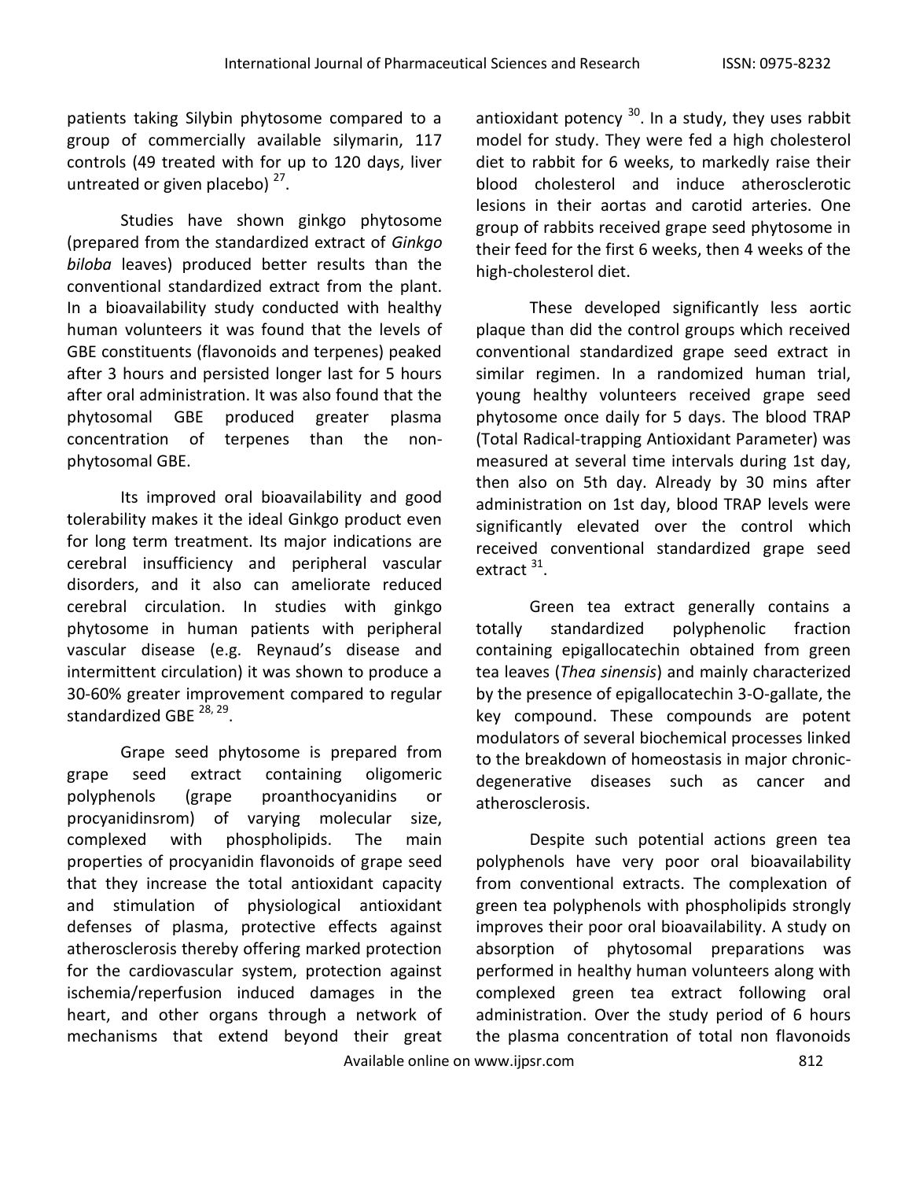patients taking Silybin phytosome compared to a group of commercially available silymarin, 117 controls (49 treated with for up to 120 days, liver untreated or given placebo) [27].

Studies have shown ginkgo phytosome (prepared from the standardized extract of *Ginkgo biloba* leaves) produced better results than the conventional standardized extract from the plant. In a bioavailability study conducted with healthy human volunteers it was found that the levels of GBE constituents (flavonoids and terpenes) peaked after 3 hours and persisted longer last for 5 hours after oral administration. It was also found that the phytosomal GBE produced greater plasma concentration of terpenes than the non-phytosomal GBE.

Its improved oral bioavailability and good tolerability makes it the ideal Ginkgo product even for long term treatment. Its major indications are cerebral insufficiency and peripheral vascular disorders, and it also can ameliorate reduced cerebral circulation. In studies with ginkgo phytosome in human patients with peripheral vascular disease (e.g. Reynaud's disease and intermittent circulation) it was shown to produce a 30-60% greater improvement compared to regular standardized GBE [28, 29].

Grape seed phytosome is prepared from grape seed extract containing oligomeric polyphenols (grape proanthocyanidins or procyanidinsrom) of varying molecular size, complexed with phospholipids. The main properties of procyanidin flavonoids of grape seed that they increase the total antioxidant capacity and stimulation of physiological antioxidant defenses of plasma, protective effects against atherosclerosis thereby offering marked protection for the cardiovascular system, protection against ischemia/reperfusion induced damages in the heart, and other organs through a network of mechanisms that extend beyond their great antioxidant potency [30]. In a study, they uses rabbit model for study. They were fed a high cholesterol diet to rabbit for 6 weeks, to markedly raise their blood cholesterol and induce atherosclerotic lesions in their aortas and carotid arteries. One group of rabbits received grape seed phytosome in their feed for the first 6 weeks, then 4 weeks of the high-cholesterol diet.

These developed significantly less aortic plaque than did the control groups which received conventional standardized grape seed extract in similar regimen. In a randomized human trial, young healthy volunteers received grape seed phytosome once daily for 5 days. The blood TRAP (Total Radical-trapping Antioxidant Parameter) was measured at several time intervals during 1st day, then also on 5th day. Already by 30 mins after administration on 1st day, blood TRAP levels were significantly elevated over the control which received conventional standardized grape seed extract [31].

Green tea extract generally contains a totally standardized polyphenolic fraction containing epigallocatechin obtained from green tea leaves (*Thea sinensis*) and mainly characterized by the presence of epigallocatechin 3-O-gallate, the key compound. These compounds are potent modulators of several biochemical processes linked to the breakdown of homeostasis in major chronic-degenerative diseases such as cancer and atherosclerosis.

Despite such potential actions green tea polyphenols have very poor oral bioavailability from conventional extracts. The complexation of green tea polyphenols with phospholipids strongly improves their poor oral bioavailability. A study on absorption of phytosomal preparations was performed in healthy human volunteers along with complexed green tea extract following oral administration. Over the study period of 6 hours the plasma concentration of total non flavonoids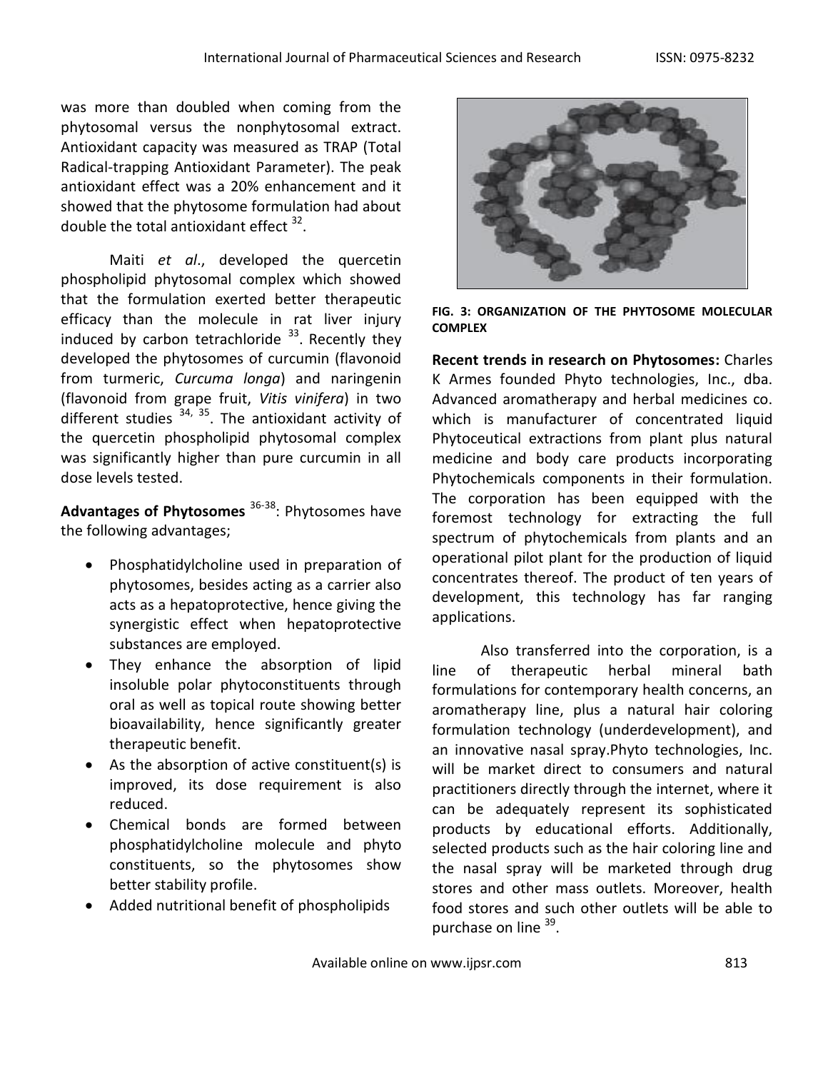was more than doubled when coming from the phytosomal versus the nonphytosomal extract. Antioxidant capacity was measured as TRAP (Total Radical-trapping Antioxidant Parameter). The peak antioxidant effect was a 20% enhancement and it showed that the phytosome formulation had about double the total antioxidant effect [32].

Maiti *et al*., developed the quercetin phospholipid phytosomal complex which showed that the formulation exerted better therapeutic efficacy than the molecule in rat liver injury induced by carbon tetrachloride [33]. Recently they developed the phytosomes of curcumin (flavonoid from turmeric, *Curcuma longa*) and naringenin (flavonoid from grape fruit, *Vitis vinifera*) in two different studies [34, 35]. The antioxidant activity of the quercetin phospholipid phytosomal complex was significantly higher than pure curcumin in all dose levels tested.

**Advantages of Phytosomes** [36-38]: Phytosomes have the following advantages;

- Phosphatidylcholine used in preparation of phytosomes, besides acting as a carrier also acts as a hepatoprotective, hence giving the synergistic effect when hepatoprotective substances are employed.
- They enhance the absorption of lipid insoluble polar phytoconstituents through oral as well as topical route showing better bioavailability, hence significantly greater therapeutic benefit.
- As the absorption of active constituent(s) is improved, its dose requirement is also reduced.
- Chemical bonds are formed between phosphatidylcholine molecule and phyto constituents, so the phytosomes show better stability profile.
- Added nutritional benefit of phospholipids

FIG. 3: ORGANIZATION OF THE PHYTOSOME MOLECULAR COMPLEX

**Recent trends in research on Phytosomes:** Charles K Armes founded Phyto technologies, Inc., dba. Advanced aromatherapy and herbal medicines co. which is manufacturer of concentrated liquid Phytoceutical extractions from plant plus natural medicine and body care products incorporating Phytochemicals components in their formulation. The corporation has been equipped with the foremost technology for extracting the full spectrum of phytochemicals from plants and an operational pilot plant for the production of liquid concentrates thereof. The product of ten years of development, this technology has far ranging applications.

Also transferred into the corporation, is a line of therapeutic herbal mineral bath formulations for contemporary health concerns, an aromatherapy line, plus a natural hair coloring formulation technology (underdevelopment), and an innovative nasal spray.Phyto technologies, Inc. will be market direct to consumers and natural practitioners directly through the internet, where it can be adequately represent its sophisticated products by educational efforts. Additionally, selected products such as the hair coloring line and the nasal spray will be marketed through drug stores and other mass outlets. Moreover, health food stores and such other outlets will be able to purchase on line [39].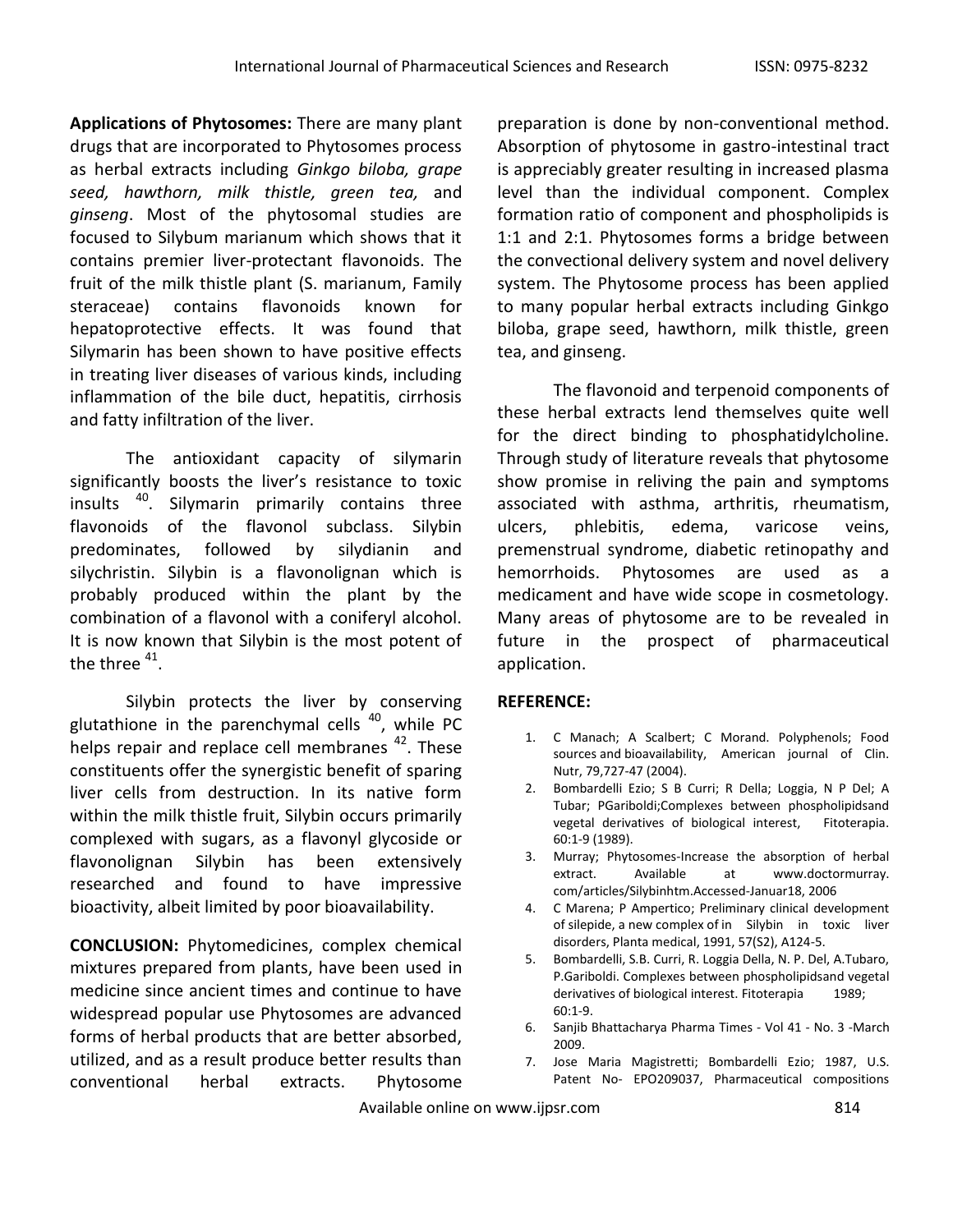**Applications of Phytosomes:** There are many plant drugs that are incorporated to Phytosomes process as herbal extracts including *Ginkgo biloba, grape seed, hawthorn, milk thistle, green tea,* and *ginseng*. Most of the phytosomal studies are focused to Silybum marianum which shows that it contains premier liver-protectant flavonoids. The fruit of the milk thistle plant (S. marianum, Family steraceae) contains flavonoids known for hepatoprotective effects. It was found that Silymarin has been shown to have positive effects in treating liver diseases of various kinds, including inflammation of the bile duct, hepatitis, cirrhosis and fatty infiltration of the liver.

The antioxidant capacity of silymarin significantly boosts the liver's resistance to toxic insults [40]. Silymarin primarily contains three flavonoids of the flavonol subclass. Silybin predominates, followed by silydianin and silychristin. Silybin is a flavonolignan which is probably produced within the plant by the combination of a flavonol with a coniferyl alcohol. It is now known that Silybin is the most potent of the three [41].

Silybin protects the liver by conserving glutathione in the parenchymal cells [40], while PC helps repair and replace cell membranes [42]. These constituents offer the synergistic benefit of sparing liver cells from destruction. In its native form within the milk thistle fruit, Silybin occurs primarily complexed with sugars, as a flavonyl glycoside or flavonolignan Silybin has been extensively researched and found to have impressive bioactivity, albeit limited by poor bioavailability.

**CONCLUSION:** Phytomedicines, complex chemical mixtures prepared from plants, have been used in medicine since ancient times and continue to have widespread popular use Phytosomes are advanced forms of herbal products that are better absorbed, utilized, and as a result produce better results than conventional herbal extracts. Phytosome preparation is done by non-conventional method. Absorption of phytosome in gastro-intestinal tract is appreciably greater resulting in increased plasma level than the individual component. Complex formation ratio of component and phospholipids is 1:1 and 2:1. Phytosomes forms a bridge between the convectional delivery system and novel delivery system. The Phytosome process has been applied to many popular herbal extracts including Ginkgo biloba, grape seed, hawthorn, milk thistle, green tea, and ginseng.

The flavonoid and terpenoid components of these herbal extracts lend themselves quite well for the direct binding to phosphatidylcholine. Through study of literature reveals that phytosome show promise in reliving the pain and symptoms associated with asthma, arthritis, rheumatism, ulcers, phlebitis, edema, varicose veins, premenstrual syndrome, diabetic retinopathy and hemorrhoids. Phytosomes are used as a medicament and have wide scope in cosmetology. Many areas of phytosome are to be revealed in future in the prospect of pharmaceutical application.

## REFERENCE:

1. C Manach; A Scalbert; C Morand. Polyphenols; Food sources and bioavailability, American journal of Clin. Nutr, 79,727-47 (2004).
2. Bombardelli Ezio; S B Curri; R Della; Loggia, N P Del; A Tubar; PGariboldi;Complexes between phospholipidsand vegetal derivatives of biological interest, Fitoterapia. 60:1-9 (1989).
3. Murray; Phytosomes-Increase the absorption of herbal extract. Available at www.doctormurray. com/articles/Silybinhtm.Accessed-Januar18, 2006
4. C Marena; P Ampertico; Preliminary clinical development of silepide, a new complex of in Silybin in toxic liver disorders, Planta medical, 1991, 57(S2), A124-5.
5. Bombardelli, S.B. Curri, R. Loggia Della, N. P. Del, A.Tubaro, P.Gariboldi. Complexes between phospholipidsand vegetal derivatives of biological interest. Fitoterapia 1989; 60:1-9.
6. Sanjib Bhattacharya Pharma Times - Vol 41 - No. 3 -March 2009.
7. Jose Maria Magistretti; Bombardelli Ezio; 1987, U.S. Patent No- EPO209037, Pharmaceutical compositions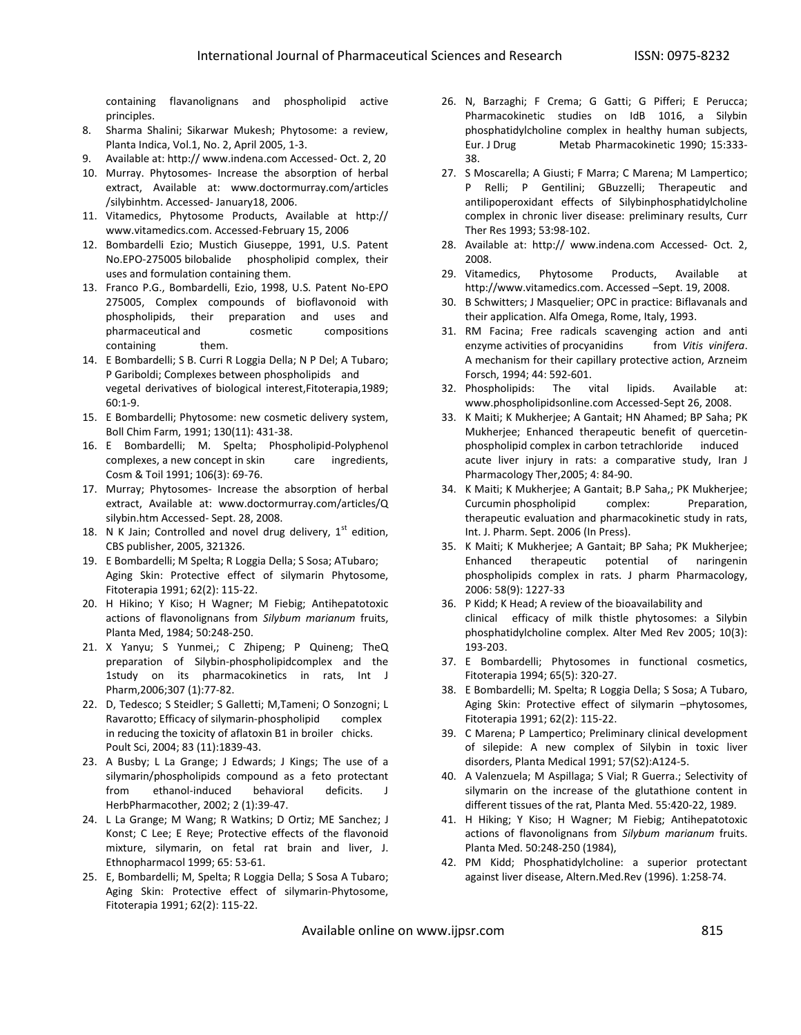containing flavanolignans and phospholipid active principles.

8. Sharma Shalini; Sikarwar Mukesh; Phytosome: a review, Planta Indica, Vol.1, No. 2, April 2005, 1-3.
9. Available at: http:// www.indena.com Accessed- Oct. 2, 20
10. Murray. Phytosomes- Increase the absorption of herbal extract, Available at: www.doctormurray.com/articles /silybinhtm. Accessed- January18, 2006.
11. Vitamedics, Phytosome Products, Available at http:// www.vitamedics.com. Accessed-February 15, 2006
12. Bombardelli Ezio; Mustich Giuseppe, 1991, U.S. Patent No.EPO-275005 bilobalide phospholipid complex, their uses and formulation containing them.
13. Franco P.G., Bombardelli, Ezio, 1998, U.S. Patent No-EPO 275005, Complex compounds of bioflavonoid with phospholipids, their preparation and uses and pharmaceutical and cosmetic compositions containing them.
14. E Bombardelli; S B. Curri R Loggia Della; N P Del; A Tubaro; P Gariboldi; Complexes between phospholipids and vegetal derivatives of biological interest,Fitoterapia,1989; 60:1-9.
15. E Bombardelli; Phytosome: new cosmetic delivery system, Boll Chim Farm, 1991; 130(11): 431-38.
16. E Bombardelli; M. Spelta; Phospholipid-Polyphenol complexes, a new concept in skin care ingredients, Cosm & Toil 1991; 106(3): 69-76.
17. Murray; Phytosomes- Increase the absorption of herbal extract, Available at: www.doctormurray.com/articles/Q silybin.htm Accessed- Sept. 28, 2008.
18. N K Jain; Controlled and novel drug delivery, 1st edition, CBS publisher, 2005, 321326.
19. E Bombardelli; M Spelta; R Loggia Della; S Sosa; ATubaro; Aging Skin: Protective effect of silymarin Phytosome, Fitoterapia 1991; 62(2): 115-22.
20. H Hikino; Y Kiso; H Wagner; M Fiebig; Antihepatotoxic actions of flavonolignans from *Silybum marianum* fruits, Planta Med, 1984; 50:248-250.
21. X Yanyu; S Yunmei,; C Zhipeng; P Quineng; TheQ preparation of Silybin-phospholipidcomplex and the 1study on its pharmacokinetics in rats, Int J Pharm,2006;307 (1):77-82.
22. D, Tedesco; S Steidler; S Galletti; M,Tameni; O Sonzogni; L Ravarotto; Efficacy of silymarin-phospholipid complex in reducing the toxicity of aflatoxin B1 in broiler chicks. Poult Sci, 2004; 83 (11):1839-43.
23. A Busby; L La Grange; J Edwards; J Kings; The use of a silymarin/phospholipids compound as a feto protectant from ethanol-induced behavioral deficits. J HerbPharmacother, 2002; 2 (1):39-47.
24. L La Grange; M Wang; R Watkins; D Ortiz; ME Sanchez; J Konst; C Lee; E Reye; Protective effects of the flavonoid mixture, silymarin, on fetal rat brain and liver, J. Ethnopharmacol 1999; 65: 53-61.
25. E, Bombardelli; M, Spelta; R Loggia Della; S Sosa A Tubaro; Aging Skin: Protective effect of silymarin-Phytosome, Fitoterapia 1991; 62(2): 115-22.
26. N, Barzaghi; F Crema; G Gatti; G Pifferi; E Perucca; Pharmacokinetic studies on IdB 1016, a Silybin phosphatidylcholine complex in healthy human subjects, Eur. J Drug Metab Pharmacokinetic 1990; 15:333-38.
27. S Moscarella; A Giusti; F Marra; C Marena; M Lampertico; P Relli; P Gentilini; GBuzzelli; Therapeutic and antilipoperoxidant effects of Silybinphosphatidylcholine complex in chronic liver disease: preliminary results, Curr Ther Res 1993; 53:98-102.
28. Available at: http:// www.indena.com Accessed- Oct. 2, 2008.
29. Vitamedics, Phytosome Products, Available at http://www.vitamedics.com. Accessed –Sept. 19, 2008.
30. B Schwitters; J Masquelier; OPC in practice: Biflavanals and their application. Alfa Omega, Rome, Italy, 1993.
31. RM Facina; Free radicals scavenging action and anti enzyme activities of procyanidins from *Vitis vinifera*. A mechanism for their capillary protective action, Arzneim Forsch, 1994; 44: 592-601.
32. Phospholipids: The vital lipids. Available at: www.phospholipidsonline.com Accessed-Sept 26, 2008.
33. K Maiti; K Mukherjee; A Gantait; HN Ahamed; BP Saha; PK Mukherjee; Enhanced therapeutic benefit of quercetin-phospholipid complex in carbon tetrachloride induced acute liver injury in rats: a comparative study, Iran J Pharmacology Ther,2005; 4: 84-90.
34. K Maiti; K Mukherjee; A Gantait; B.P Saha,; PK Mukherjee; Curcumin phospholipid complex: Preparation, therapeutic evaluation and pharmacokinetic study in rats, Int. J. Pharm. Sept. 2006 (In Press).
35. K Maiti; K Mukherjee; A Gantait; BP Saha; PK Mukherjee; Enhanced therapeutic potential of naringenin phospholipids complex in rats. J pharm Pharmacology, 2006: 58(9): 1227-33
36. P Kidd; K Head; A review of the bioavailability and clinical efficacy of milk thistle phytosomes: a Silybin phosphatidylcholine complex. Alter Med Rev 2005; 10(3): 193-203.
37. E Bombardelli; Phytosomes in functional cosmetics, Fitoterapia 1994; 65(5): 320-27.
38. E Bombardelli; M. Spelta; R Loggia Della; S Sosa; A Tubaro, Aging Skin: Protective effect of silymarin –phytosomes, Fitoterapia 1991; 62(2): 115-22.
39. C Marena; P Lampertico; Preliminary clinical development of silepide: A new complex of Silybin in toxic liver disorders, Planta Medical 1991; 57(S2):A124-5.
40. A Valenzuela; M Aspillaga; S Vial; R Guerra.; Selectivity of silymarin on the increase of the glutathione content in different tissues of the rat, Planta Med. 55:420-22, 1989.
41. H Hiking; Y Kiso; H Wagner; M Fiebig; Antihepatotoxic actions of flavonolignans from *Silybum marianum* fruits. Planta Med. 50:248-250 (1984),
42. PM Kidd; Phosphatidylcholine: a superior protectant against liver disease, Altern.Med.Rev (1996). 1:258-74.